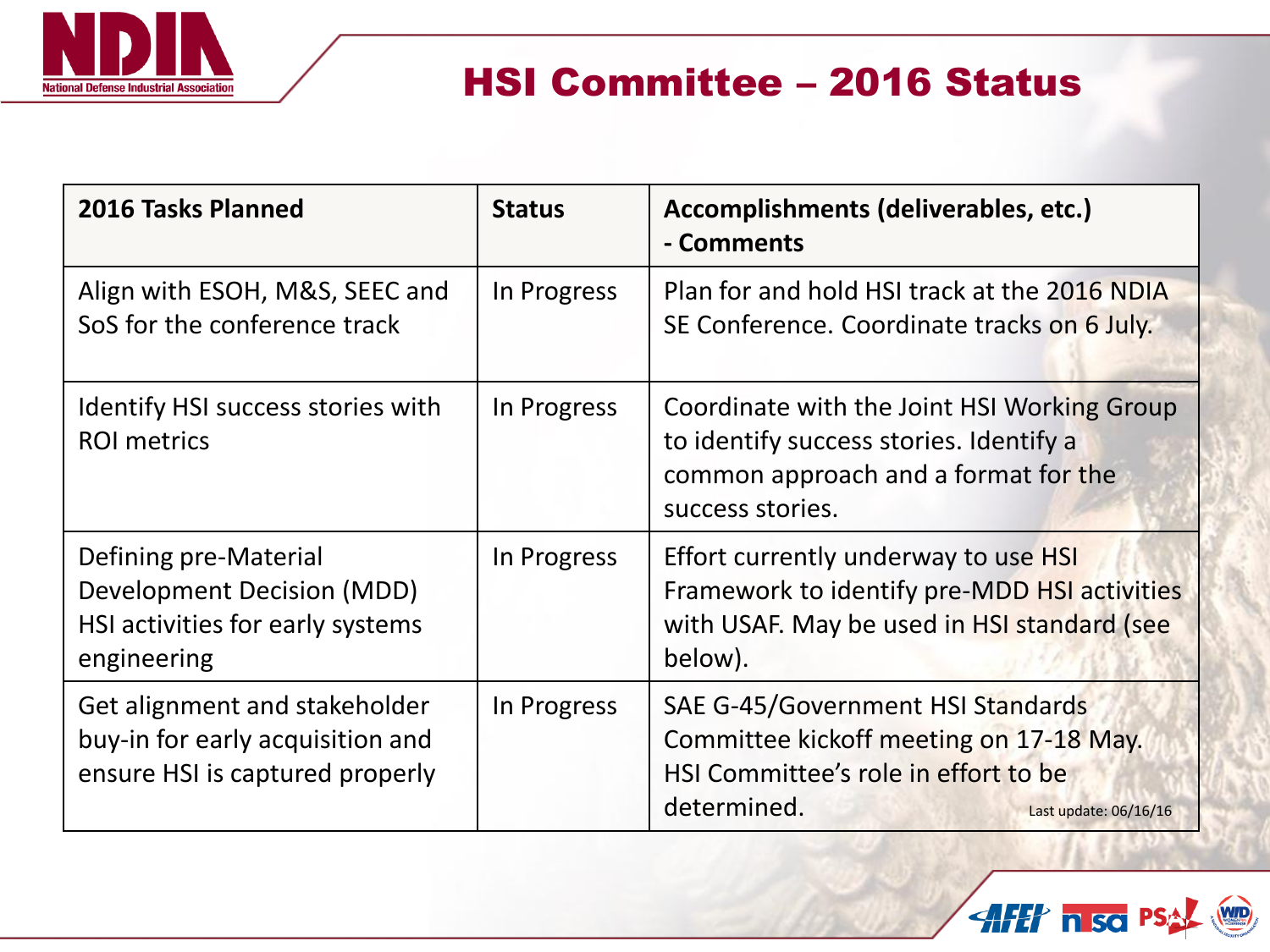# HSI Committee – 2016 Status

| 2016 Tasks Planned | Status | Accomplishments (deliverables, etc.) - Comments |
| --- | --- | --- |
| Align with ESOH, M&S, SEEC and SoS for the conference track | In Progress | Plan for and hold HSI track at the 2016 NDIA SE Conference. Coordinate tracks on 6 July. |
| Identify HSI success stories with ROI metrics | In Progress | Coordinate with the Joint HSI Working Group to identify success stories. Identify a common approach and a format for the success stories. |
| Defining pre-Material Development Decision (MDD) HSI activities for early systems engineering | In Progress | Effort currently underway to use HSI Framework to identify pre-MDD HSI activities with USAF. May be used in HSI standard (see below). |
| Get alignment and stakeholder buy-in for early acquisition and ensure HSI is captured properly | In Progress | SAE G-45/Government HSI Standards Committee kickoff meeting on 17-18 May. HSI Committee's role in effort to be determined. |

Last update: 06/16/16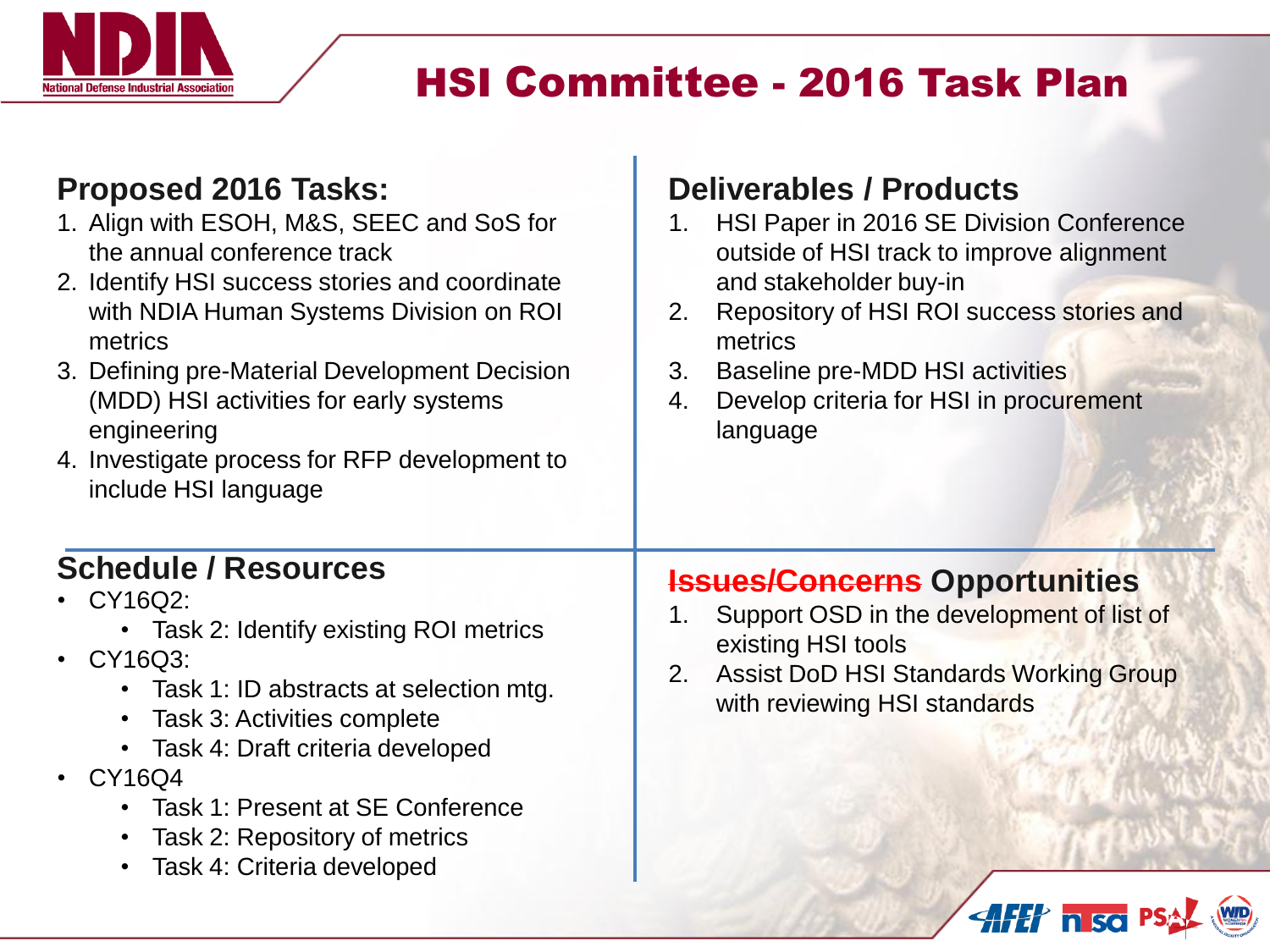# HSI Committee - 2016 Task Plan

## Proposed 2016 Tasks:

1. Align with ESOH, M&S, SEEC and SoS for the annual conference track
2. Identify HSI success stories and coordinate with NDIA Human Systems Division on ROI metrics
3. Defining pre-Material Development Decision (MDD) HSI activities for early systems engineering
4. Investigate process for RFP development to include HSI language

## Deliverables / Products

1. HSI Paper in 2016 SE Division Conference outside of HSI track to improve alignment and stakeholder buy-in
2. Repository of HSI ROI success stories and metrics
3. Baseline pre-MDD HSI activities
4. Develop criteria for HSI in procurement language

## Schedule / Resources

- CY16Q2:
  - Task 2: Identify existing ROI metrics
- CY16Q3:
  - Task 1: ID abstracts at selection mtg.
  - Task 3: Activities complete
  - Task 4: Draft criteria developed
- CY16Q4
  - Task 1: Present at SE Conference
  - Task 2: Repository of metrics
  - Task 4: Criteria developed

## ~~Issues/Concerns~~ Opportunities

1. Support OSD in the development of list of existing HSI tools
2. Assist DoD HSI Standards Working Group with reviewing HSI standards